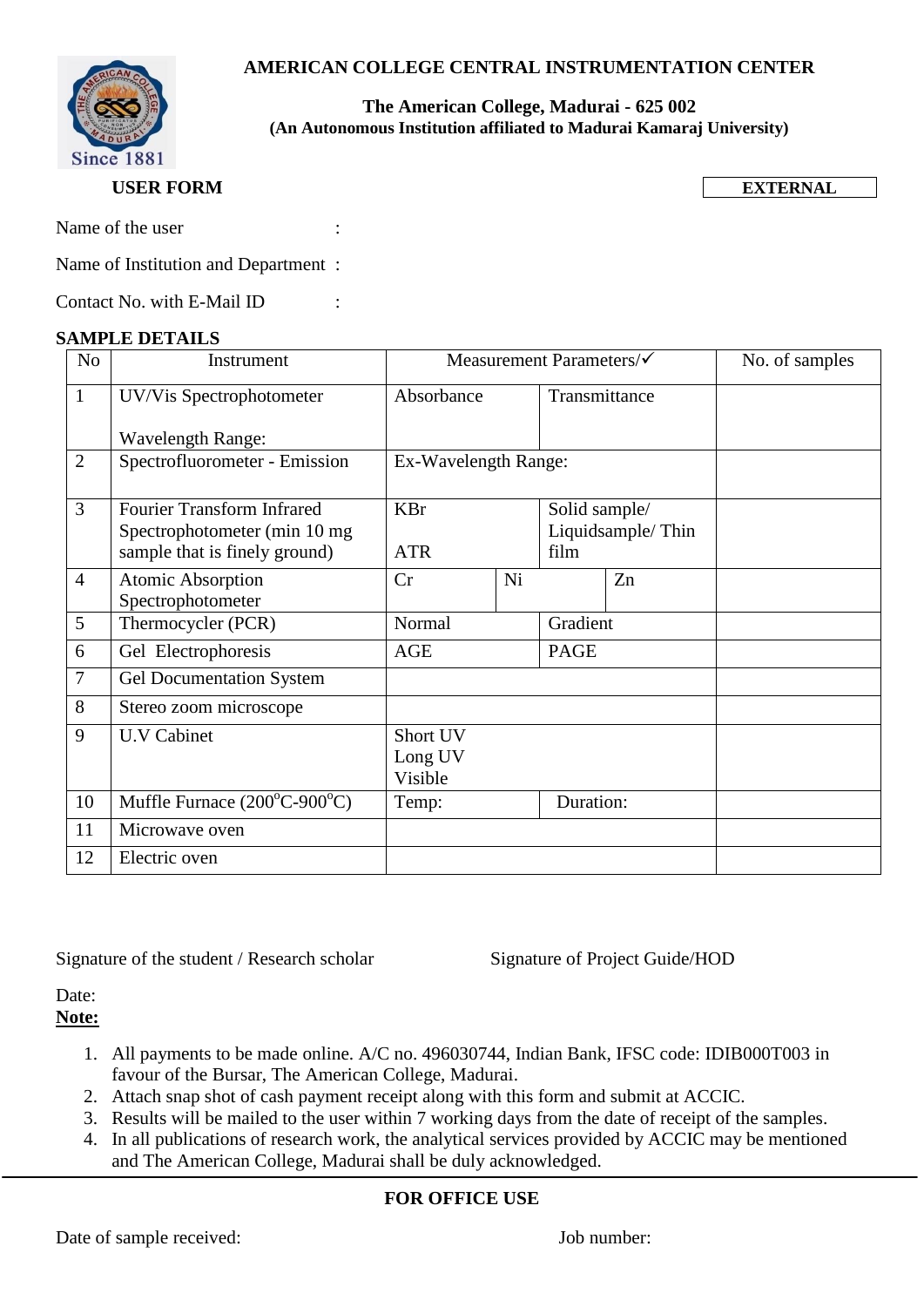# AMERICAN COLLEGE CENTRAL INSTRUMENTATION CENTER

**The American College, Madurai - 625 002**
**(An Autonomous Institution affiliated to Madurai Kamaraj University)**

**USER FORM** **EXTERNAL**

Name of the user :

Name of Institution and Department :

Contact No. with E-Mail ID :

**SAMPLE DETAILS**

| No | Instrument | Measurement Parameters/✓ | | | No. of samples |
|---|---|---|---|---|---|
| 1 | UV/Vis Spectrophotometer<br><br>Wavelength Range: | Absorbance | Transmittance | | |
| 2 | Spectrofluorometer - Emission | Ex-Wavelength Range: | | | |
| 3 | Fourier Transform Infrared Spectrophotometer (min 10 mg sample that is finely ground) | KBr<br><br>ATR | Solid sample/ Liquidsample/ Thin film | | |
| 4 | Atomic Absorption Spectrophotometer | Cr | Ni | Zn | |
| 5 | Thermocycler (PCR) | Normal | Gradient | | |
| 6 | Gel Electrophoresis | AGE | PAGE | | |
| 7 | Gel Documentation System | | | | |
| 8 | Stereo zoom microscope | | | | |
| 9 | U.V Cabinet | Short UV<br>Long UV<br>Visible | | | |
| 10 | Muffle Furnace ($200^oC$-$900^oC$) | Temp: | Duration: | | |
| 11 | Microwave oven | | | | |
| 12 | Electric oven | | | | |

Signature of the student / Research scholar Signature of Project Guide/HOD

Date:

**Note:**

1. All payments to be made online. A/C no. 496030744, Indian Bank, IFSC code: IDIB000T003 in favour of the Bursar, The American College, Madurai.
2. Attach snap shot of cash payment receipt along with this form and submit at ACCIC.
3. Results will be mailed to the user within 7 working days from the date of receipt of the samples.
4. In all publications of research work, the analytical services provided by ACCIC may be mentioned and The American College, Madurai shall be duly acknowledged.

---

**FOR OFFICE USE**

Date of sample received: Job number: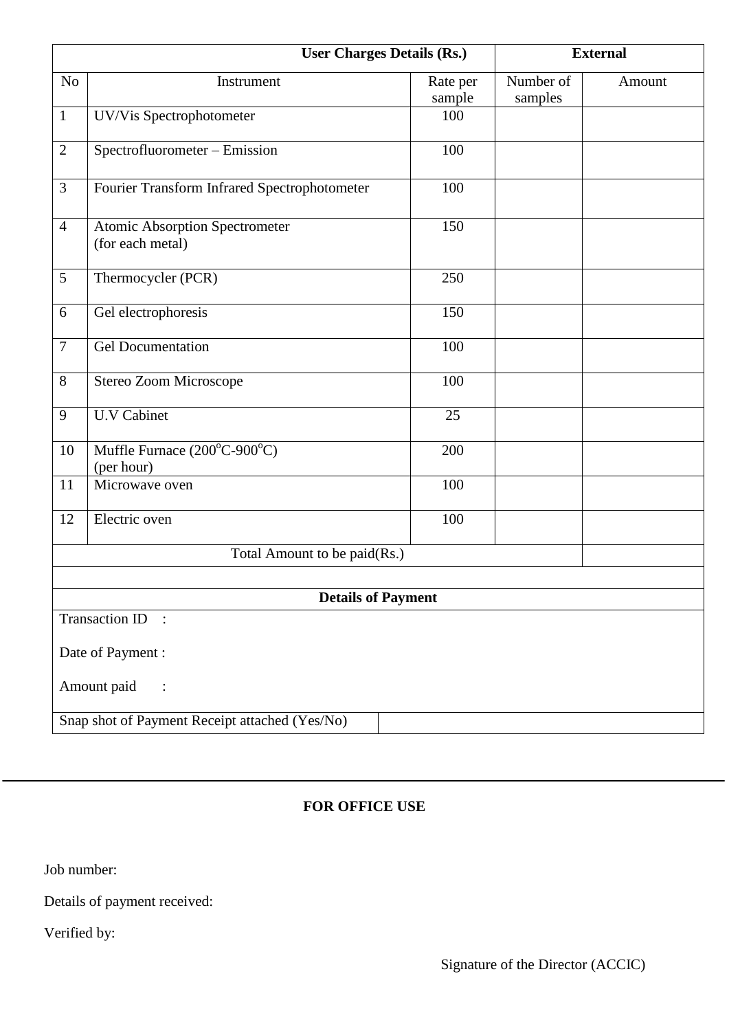| User Charges Details (Rs.) | | | External | |
|---|---|---|---|---|
| No | Instrument | Rate per sample | Number of samples | Amount |
| 1 | UV/Vis Spectrophotometer | 100 | | |
| 2 | Spectrofluorometer – Emission | 100 | | |
| 3 | Fourier Transform Infrared Spectrophotometer | 100 | | |
| 4 | Atomic Absorption Spectrometer (for each metal) | 150 | | |
| 5 | Thermocycler (PCR) | 250 | | |
| 6 | Gel electrophoresis | 150 | | |
| 7 | Gel Documentation | 100 | | |
| 8 | Stereo Zoom Microscope | 100 | | |
| 9 | U.V Cabinet | 25 | | |
| 10 | Muffle Furnace (200$^{o}$C-900$^{o}$C) (per hour) | 200 | | |
| 11 | Microwave oven | 100 | | |
| 12 | Electric oven | 100 | | |
| Total Amount to be paid(Rs.) | | | | |

**Details of Payment**

Transaction ID :

Date of Payment :

Amount paid :

| Snap shot of Payment Receipt attached (Yes/No) | |
|---|---|

---

**FOR OFFICE USE**

Job number:

Details of payment received:

Verified by:

Signature of the Director (ACCIC)